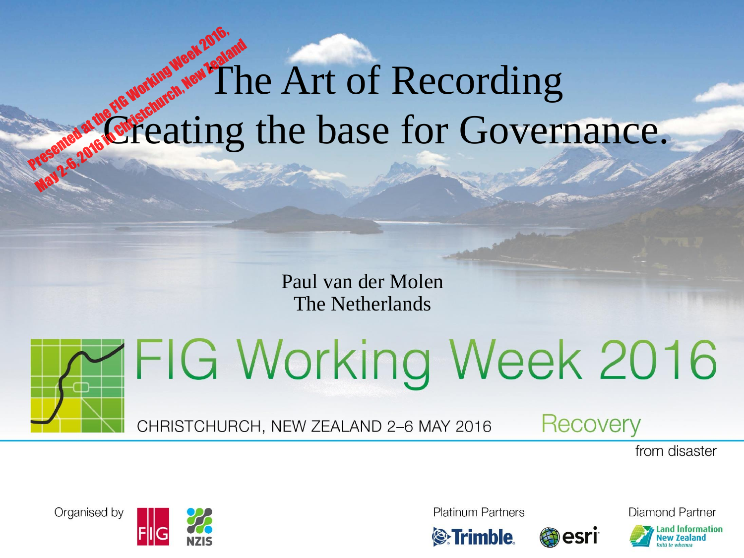Presented at the FIG Working Week 2016,
May 2-6, 2016 in Christchurch, New Zealand

# The Art of Recording
# Creating the base for Governance.

Paul van der Molen
The Netherlands

FIG Working Week 2016

CHRISTCHURCH, NEW ZEALAND 2–6 MAY 2016

Recovery from disaster

Organised by FIG NZIS

Platinum Partners Trimble esri

Diamond Partner Land Information New Zealand Toitū te whenua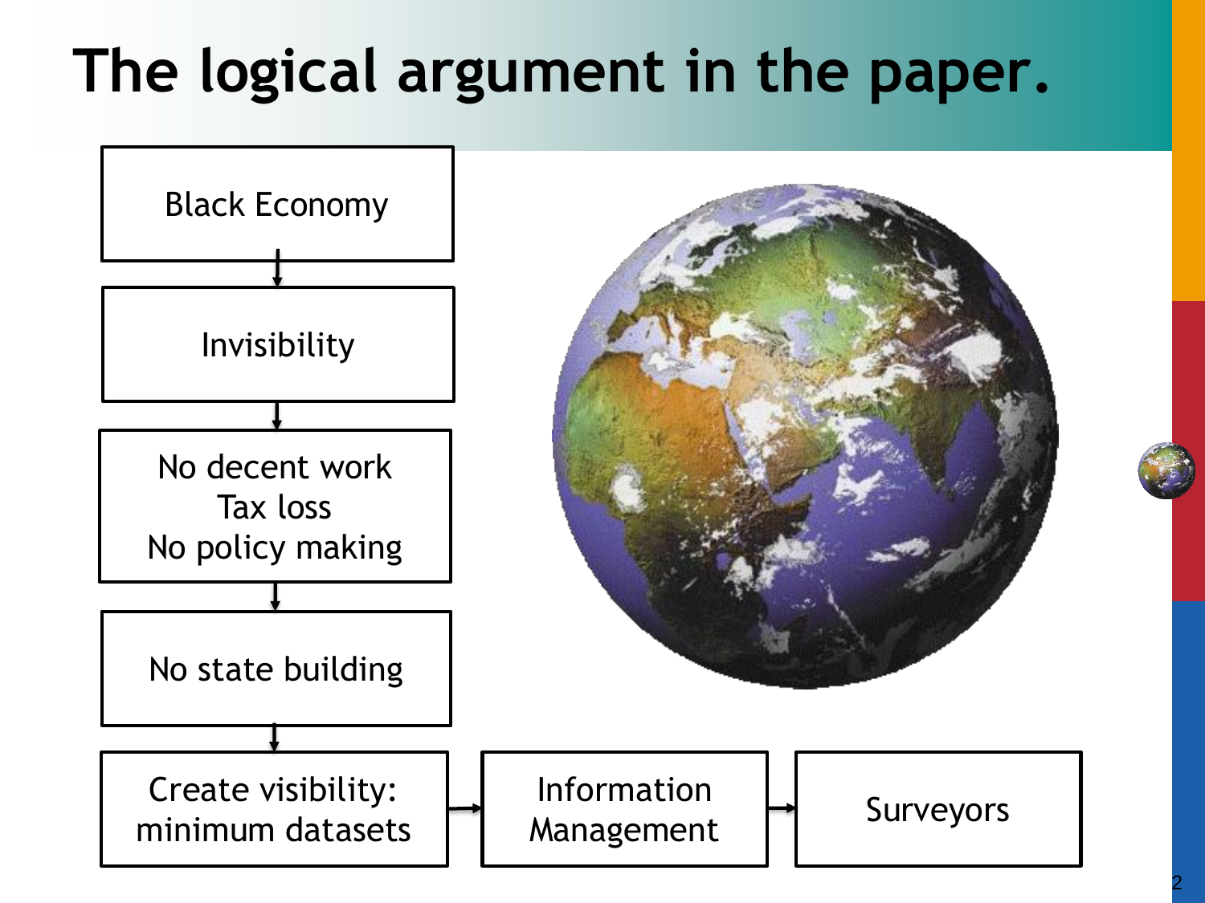# The logical argument in the paper.

Black Economy
→ Invisibility
→ No decent work
Tax loss
No policy making
→ No state building
→ Create visibility: minimum datasets → Information Management → Surveyors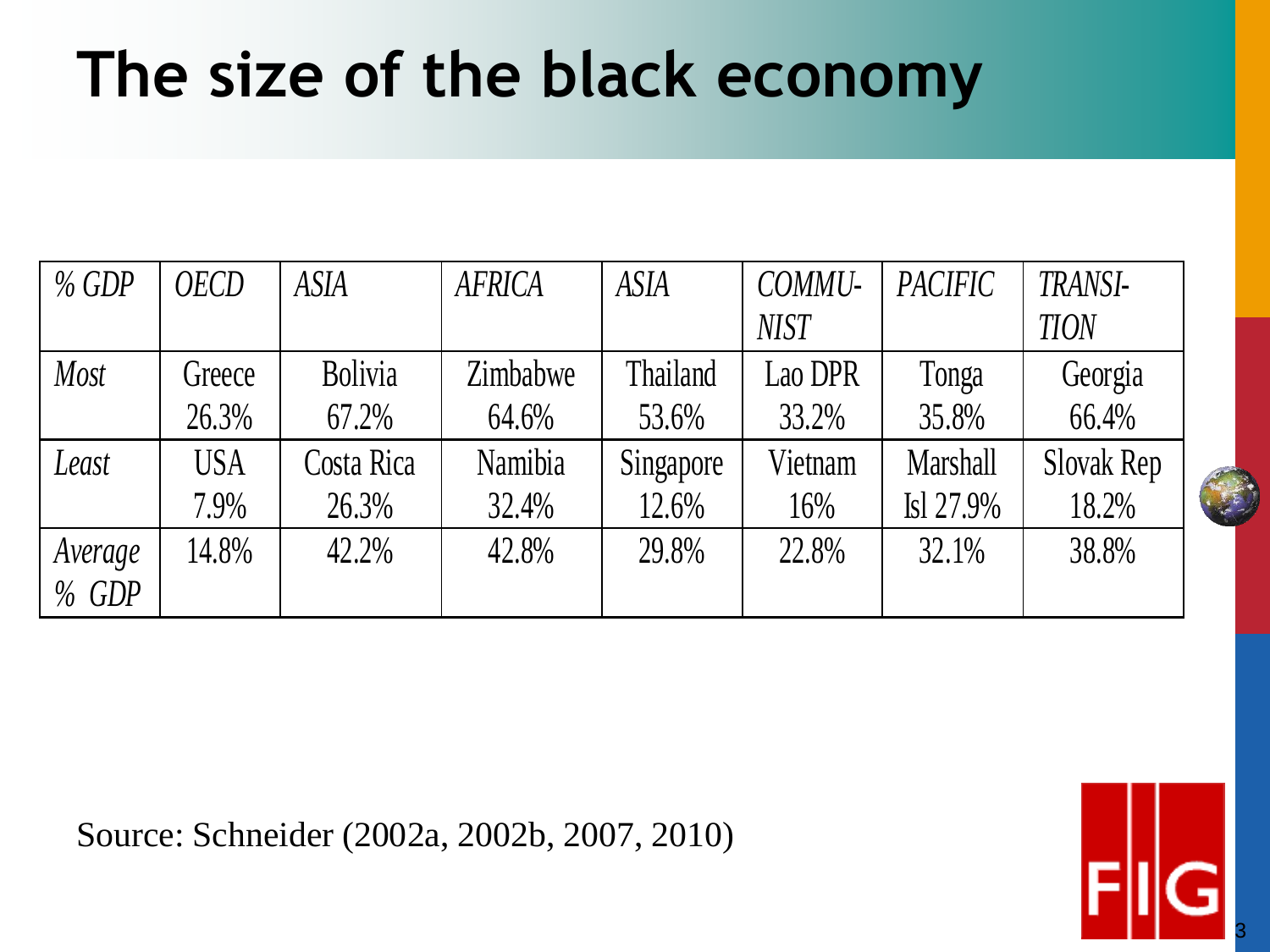# The size of the black economy

| *% GDP* | *OECD* | *ASIA* | *AFRICA* | *ASIA* | *COMMU-NIST* | *PACIFIC* | *TRANSI-TION* |
|---|---|---|---|---|---|---|---|
| *Most* | Greece 26.3% | Bolivia 67.2% | Zimbabwe 64.6% | Thailand 53.6% | Lao DPR 33.2% | Tonga 35.8% | Georgia 66.4% |
| *Least* | USA 7.9% | Costa Rica 26.3% | Namibia 32.4% | Singapore 12.6% | Vietnam 16% | Marshall Isl 27.9% | Slovak Rep 18.2% |
| *Average % GDP* | 14.8% | 42.2% | 42.8% | 29.8% | 22.8% | 32.1% | 38.8% |

Source: Schneider (2002a, 2002b, 2007, 2010)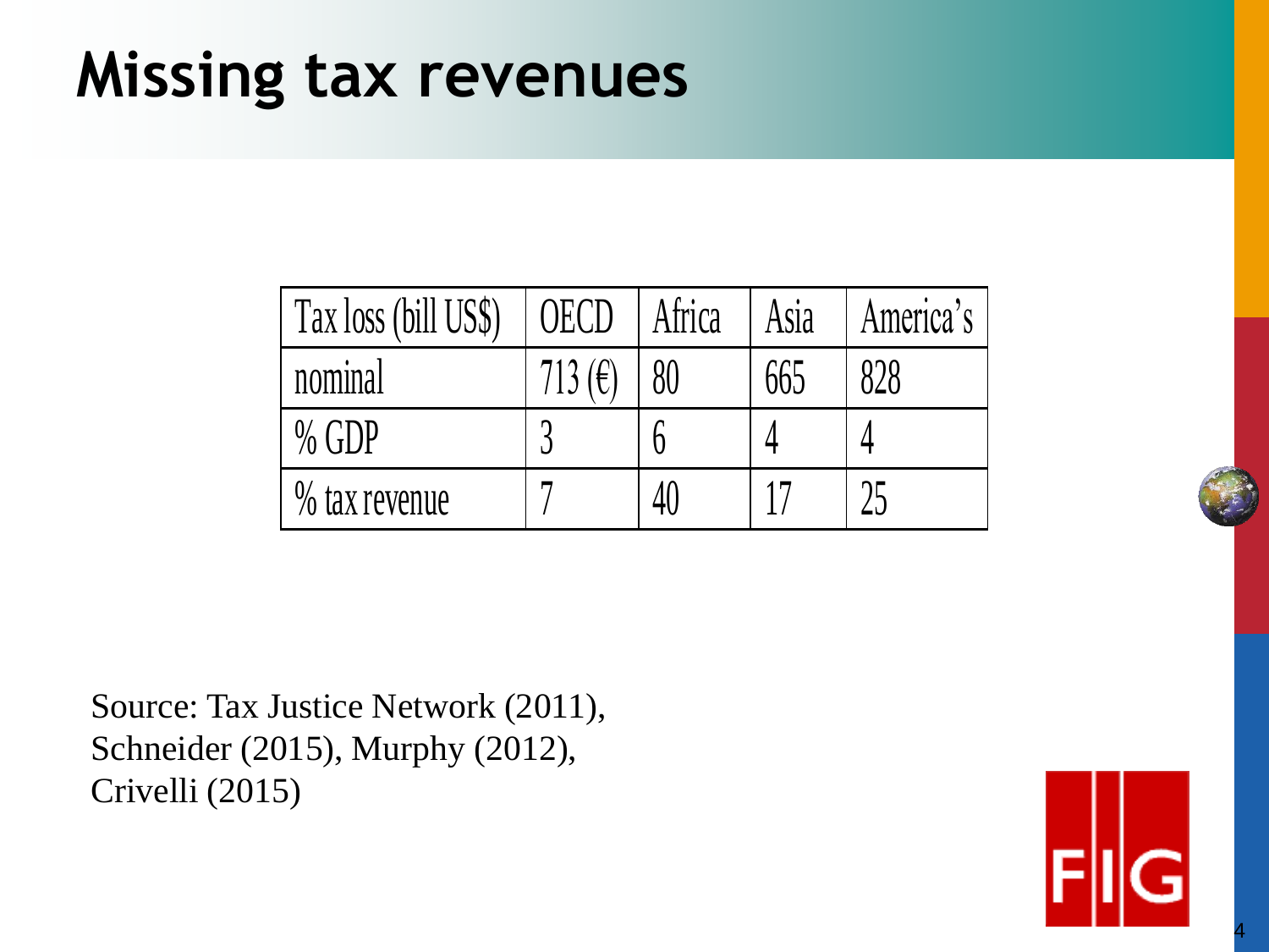# Missing tax revenues

| Tax loss (bill US$) | OECD | Africa | Asia | America's |
|---|---|---|---|---|
| nominal | 713 (€) | 80 | 665 | 828 |
| % GDP | 3 | 6 | 4 | 4 |
| % tax revenue | 7 | 40 | 17 | 25 |

Source: Tax Justice Network (2011), Schneider (2015), Murphy (2012), Crivelli (2015)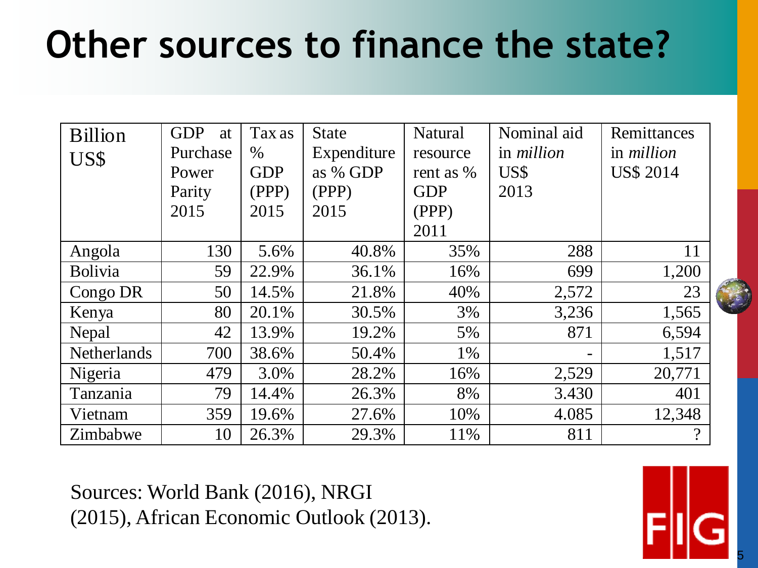# Other sources to finance the state?

| Billion US$ | GDP at Purchase Power Parity 2015 | Tax as % GDP (PPP) 2015 | State Expenditure as % GDP (PPP) 2015 | Natural resource rent as % GDP (PPP) 2011 | Nominal aid in *million* US$ 2013 | Remittances in *million* US$ 2014 |
|---|---|---|---|---|---|---|
| Angola | 130 | 5.6% | 40.8% | 35% | 288 | 11 |
| Bolivia | 59 | 22.9% | 36.1% | 16% | 699 | 1,200 |
| Congo DR | 50 | 14.5% | 21.8% | 40% | 2,572 | 23 |
| Kenya | 80 | 20.1% | 30.5% | 3% | 3,236 | 1,565 |
| Nepal | 42 | 13.9% | 19.2% | 5% | 871 | 6,594 |
| Netherlands | 700 | 38.6% | 50.4% | 1% | - | 1,517 |
| Nigeria | 479 | 3.0% | 28.2% | 16% | 2,529 | 20,771 |
| Tanzania | 79 | 14.4% | 26.3% | 8% | 3.430 | 401 |
| Vietnam | 359 | 19.6% | 27.6% | 10% | 4.085 | 12,348 |
| Zimbabwe | 10 | 26.3% | 29.3% | 11% | 811 | ? |

Sources: World Bank (2016), NRGI (2015), African Economic Outlook (2013).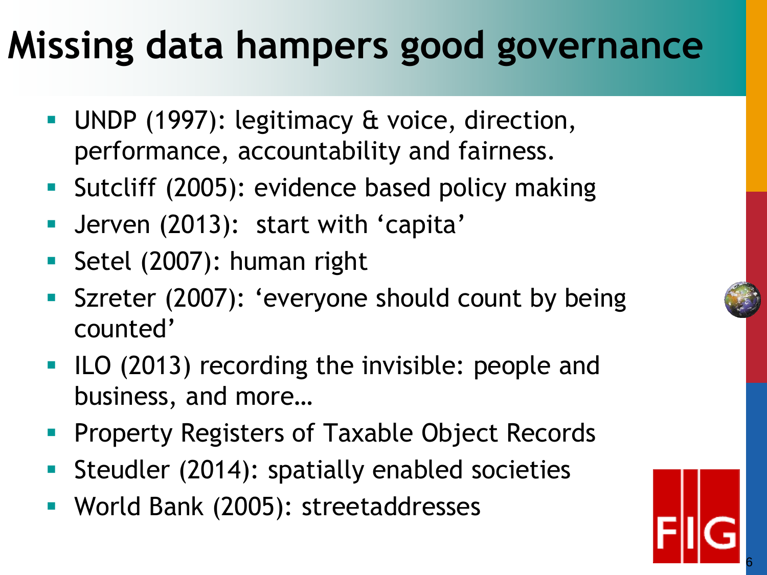# Missing data hampers good governance

- UNDP (1997): legitimacy & voice, direction, performance, accountability and fairness.
- Sutcliff (2005): evidence based policy making
- Jerven (2013): start with 'capita'
- Setel (2007): human right
- Szreter (2007): 'everyone should count by being counted'
- ILO (2013) recording the invisible: people and business, and more…
- Property Registers of Taxable Object Records
- Steudler (2014): spatially enabled societies
- World Bank (2005): streetaddresses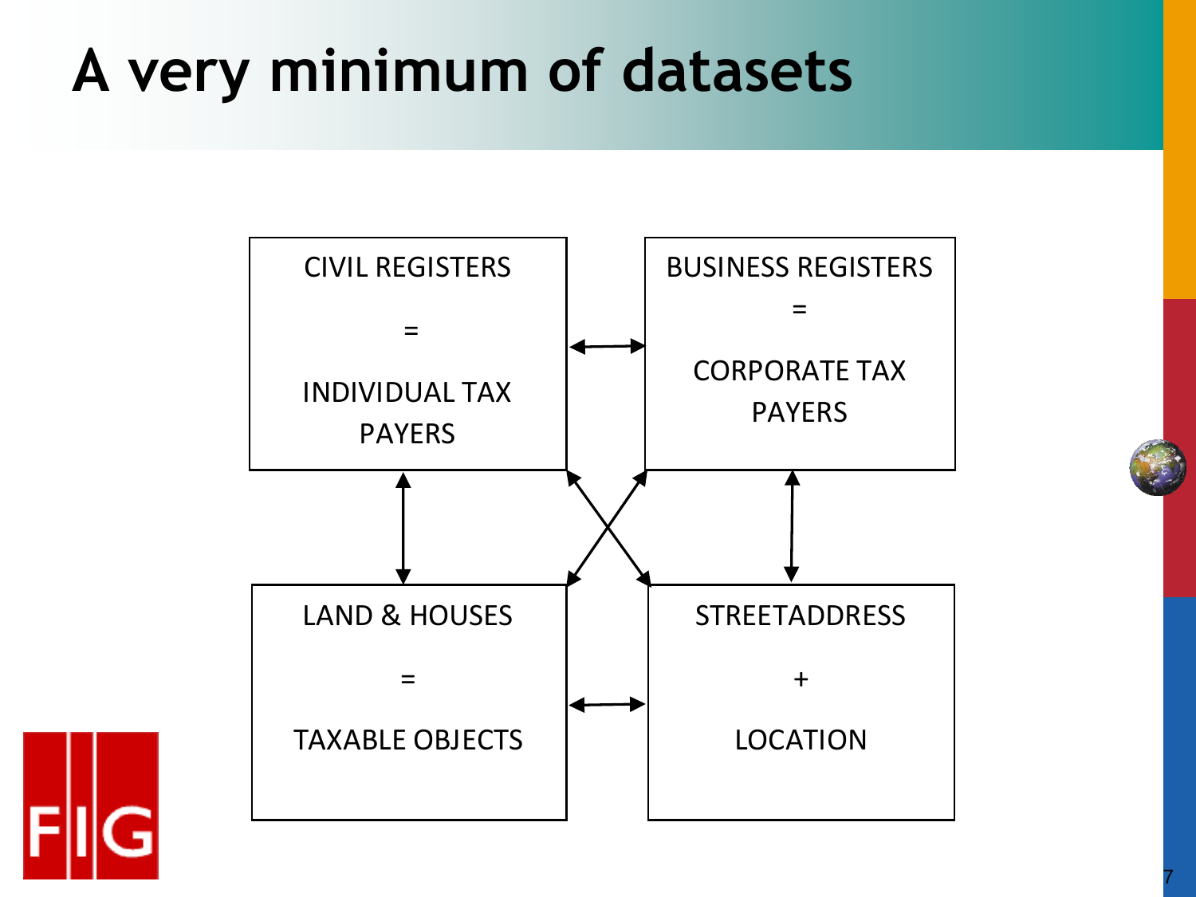# A very minimum of datasets

CIVIL REGISTERS

=

INDIVIDUAL TAX PAYERS

BUSINESS REGISTERS

=

CORPORATE TAX PAYERS

LAND & HOUSES

=

TAXABLE OBJECTS

STREETADDRESS

+

LOCATION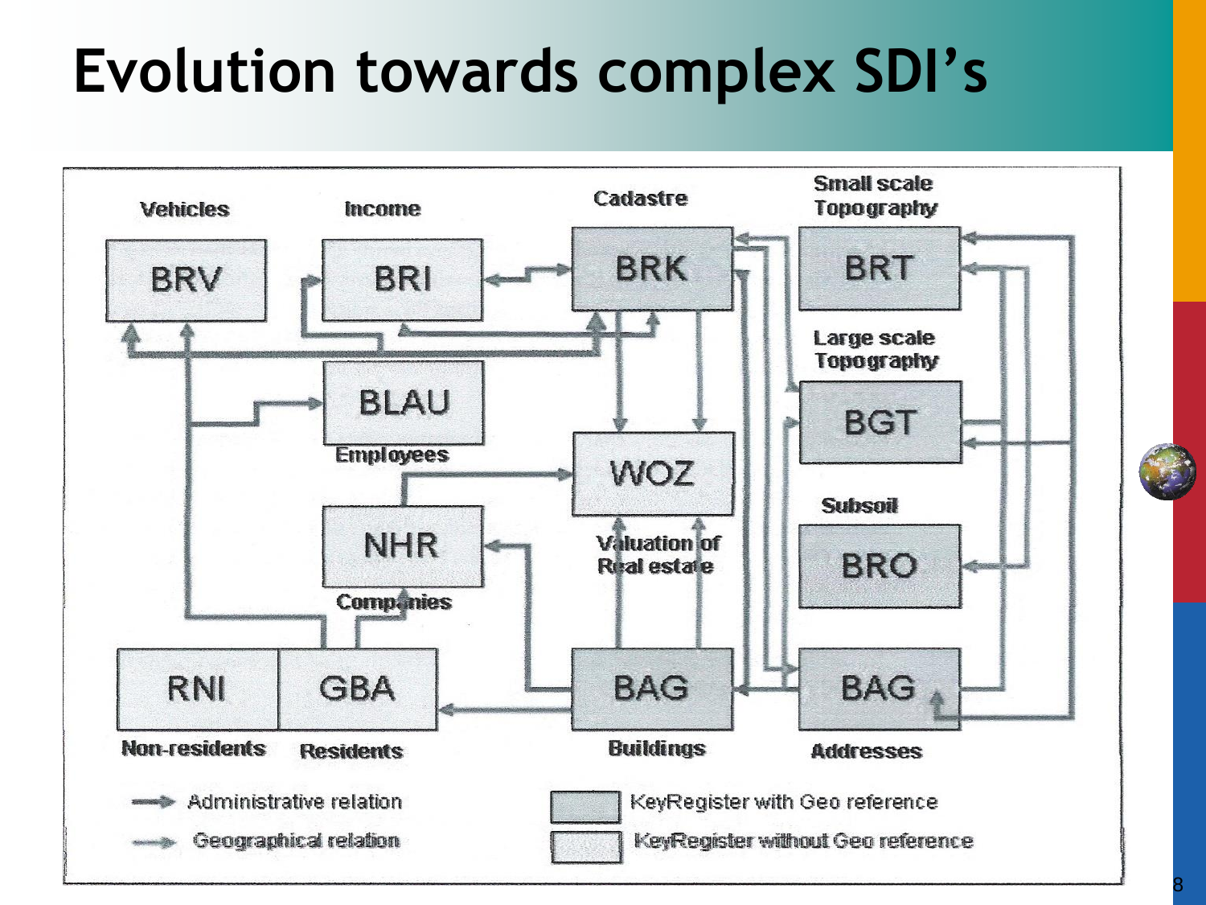# Evolution towards complex SDI's

Vehicles | Income | Cadastre | Small scale Topography

BRV | BRI | BRK | BRT

Large scale Topography

BLAU | BGT

Employees

WOZ

Valuation of Real estate

Subsoil

NHR | BRO

Companies

RNI | GBA | BAG | BAG

Non-residents | Residents | Buildings | Addresses

Administrative relation

Geographical relation

KeyRegister with Geo reference

KeyRegister without Geo reference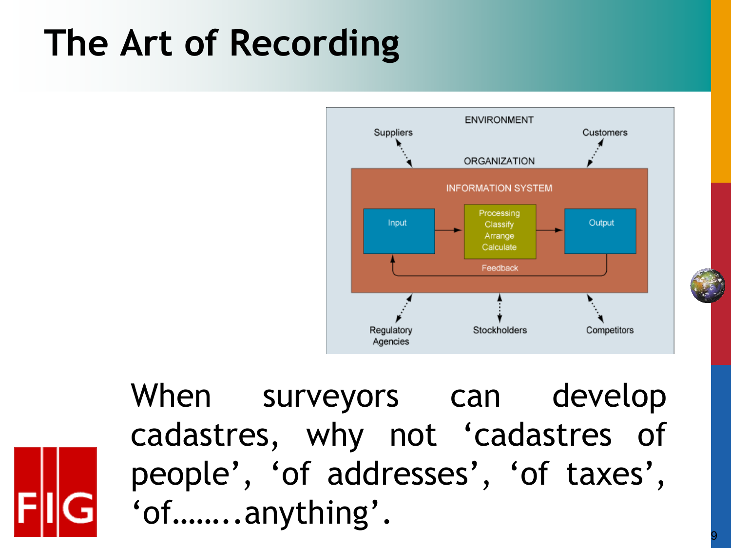# The Art of Recording

ENVIRONMENT

Suppliers

Customers

ORGANIZATION

INFORMATION SYSTEM

Input

Processing
Classify
Arrange
Calculate

Output

Feedback

Regulatory Agencies

Stockholders

Competitors

When surveyors can develop cadastres, why not 'cadastres of people', 'of addresses', 'of taxes', 'of……..anything'.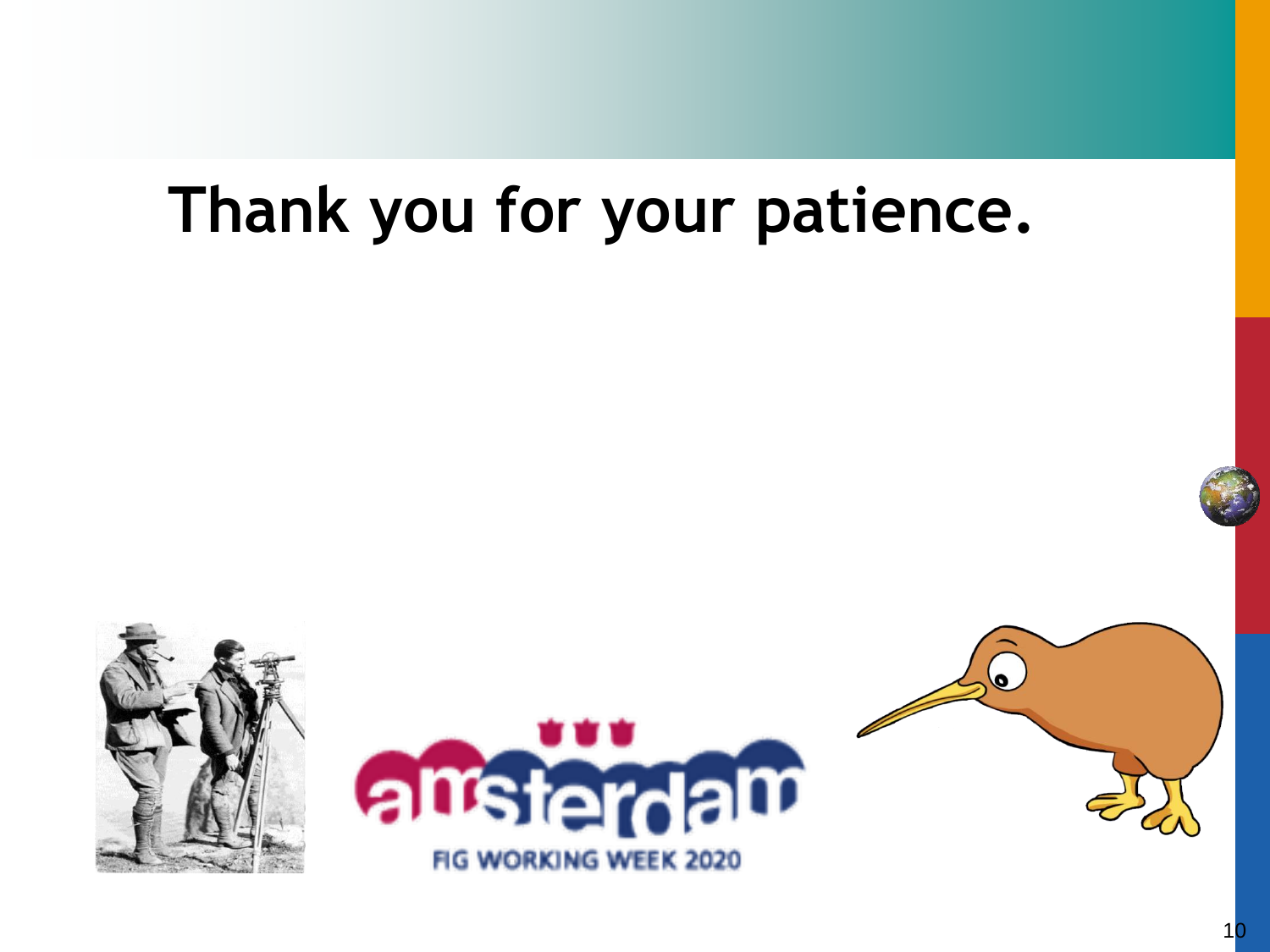# Thank you for your patience.

FIG WORKING WEEK 2020